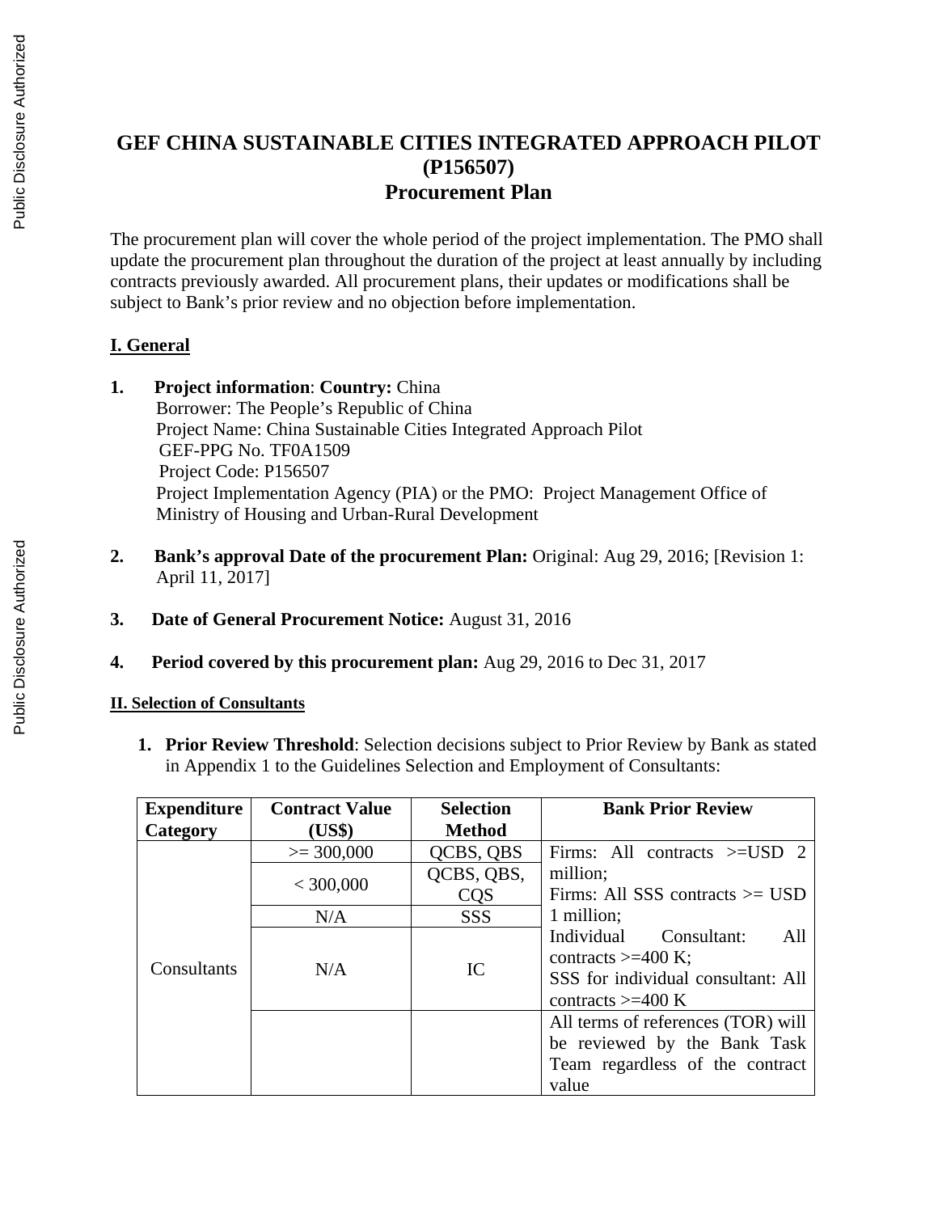# GEF CHINA SUSTAINABLE CITIES INTEGRATED APPROACH PILOT (P156507)

## Procurement Plan

The procurement plan will cover the whole period of the project implementation. The PMO shall update the procurement plan throughout the duration of the project at least annually by including contracts previously awarded. All procurement plans, their updates or modifications shall be subject to Bank's prior review and no objection before implementation.

### I. General

1. **Project information**: **Country:** China
   Borrower: The People's Republic of China
   Project Name: China Sustainable Cities Integrated Approach Pilot
   GEF-PPG No. TF0A1509
   Project Code: P156507
   Project Implementation Agency (PIA) or the PMO: Project Management Office of Ministry of Housing and Urban-Rural Development

2. **Bank's approval Date of the procurement Plan:** Original: Aug 29, 2016; [Revision 1: April 11, 2017]

3. **Date of General Procurement Notice:** August 31, 2016

4. **Period covered by this procurement plan:** Aug 29, 2016 to Dec 31, 2017

### II. Selection of Consultants

1. **Prior Review Threshold**: Selection decisions subject to Prior Review by Bank as stated in Appendix 1 to the Guidelines Selection and Employment of Consultants:

| Expenditure Category | Contract Value (US$) | Selection Method | Bank Prior Review |
|---|---|---|---|
| Consultants | >= 300,000 | QCBS, QBS | Firms: All contracts >=USD 2 million; Firms: All SSS contracts >= USD 1 million; Individual Consultant: All contracts >=400 K; SSS for individual consultant: All contracts >=400 K |
| | < 300,000 | QCBS, QBS, CQS | |
| | N/A | SSS | |
| | N/A | IC | |
| | | | All terms of references (TOR) will be reviewed by the Bank Task Team regardless of the contract value |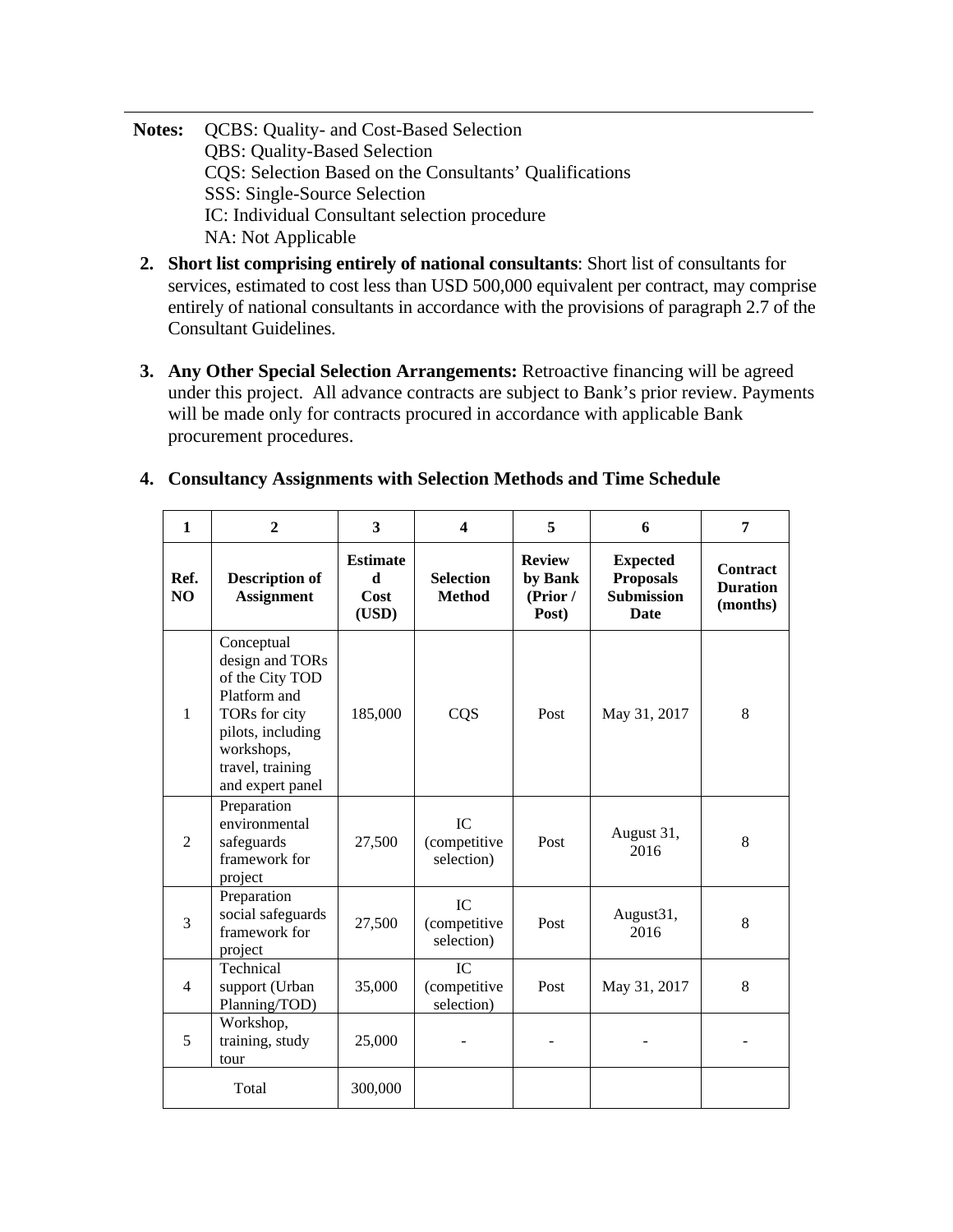**Notes:** QCBS: Quality- and Cost-Based Selection
QBS: Quality-Based Selection
CQS: Selection Based on the Consultants' Qualifications
SSS: Single-Source Selection
IC: Individual Consultant selection procedure
NA: Not Applicable

2. **Short list comprising entirely of national consultants**: Short list of consultants for services, estimated to cost less than USD 500,000 equivalent per contract, may comprise entirely of national consultants in accordance with the provisions of paragraph 2.7 of the Consultant Guidelines.

3. **Any Other Special Selection Arrangements:** Retroactive financing will be agreed under this project. All advance contracts are subject to Bank's prior review. Payments will be made only for contracts procured in accordance with applicable Bank procurement procedures.

4. **Consultancy Assignments with Selection Methods and Time Schedule**

| 1 | 2 | 3 | 4 | 5 | 6 | 7 |
|---|---|---|---|---|---|---|
| **Ref. NO** | **Description of Assignment** | **Estimated Cost (USD)** | **Selection Method** | **Review by Bank (Prior / Post)** | **Expected Proposals Submission Date** | **Contract Duration (months)** |
| 1 | Conceptual design and TORs of the City TOD Platform and TORs for city pilots, including workshops, travel, training and expert panel | 185,000 | CQS | Post | May 31, 2017 | 8 |
| 2 | Preparation environmental safeguards framework for project | 27,500 | IC (competitive selection) | Post | August 31, 2016 | 8 |
| 3 | Preparation social safeguards framework for project | 27,500 | IC (competitive selection) | Post | August31, 2016 | 8 |
| 4 | Technical support (Urban Planning/TOD) | 35,000 | IC (competitive selection) | Post | May 31, 2017 | 8 |
| 5 | Workshop, training, study tour | 25,000 | - | - | - | - |
| Total | | 300,000 | | | | |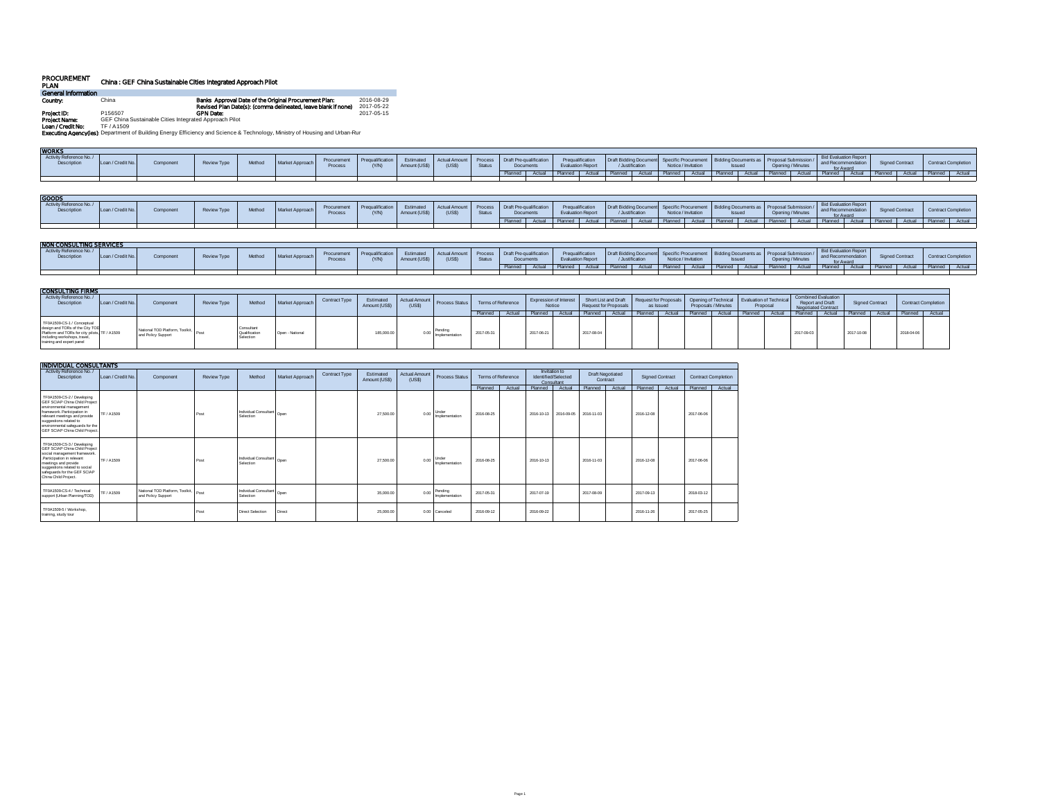# PROCUREMENT PLAN

## China : GEF China Sustainable Cities Integrated Approach Pilot

### General Information

**Country:** China

**Banks Approval Date of the Original Procurement Plan:** 2016-08-29

**Revised Plan Date(s): (comma delineated, leave blank if none)** 2017-05-22

**Project ID:** P156507

**GPN Date:** 2017-05-15

**Project Name:** GEF China Sustainable Cities Integrated Approach Pilot

**Loan / Credit No:** TF / A1509

**Executing Agency(ies):** Department of Building Energy Efficiency and Science & Technology, Ministry of Housing and Urban-Rur

### WORKS

| Activity Reference No. / Description | Loan / Credit No. | Component | Review Type | Method | Market Approach | Procurement Process | Prequalification (Y/N) | Estimated Amount (US$) | Actual Amount (US$) | Process Status | Draft Pre-qualification Documents | | Prequalification Evaluation Report | | Draft Bidding Document / Justification | | Specific Procurement Notice / Invitation | | Bidding Documents as Issued | | Proposal Submission / Opening / Minutes | | Bid Evaluation Report and Recommendation for Award | | Signed Contract | | Contract Completion | |
|---|---|---|---|---|---|---|---|---|---|---|---|---|---|---|---|---|---|---|---|---|---|---|---|---|---|---|---|---|
| | | | | | | | | | | | Planned | Actual | Planned | Actual | Planned | Actual | Planned | Actual | Planned | Actual | Planned | Actual | Planned | Actual | Planned | Actual | Planned | Actual |

### GOODS

| Activity Reference No. / Description | Loan / Credit No. | Component | Review Type | Method | Market Approach | Procurement Process | Prequalification (Y/N) | Estimated Amount (US$) | Actual Amount (US$) | Process Status | Draft Pre-qualification Documents | | Prequalification Evaluation Report | | Draft Bidding Document / Justification | | Specific Procurement Notice / Invitation | | Bidding Documents as Issued | | Proposal Submission / Opening / Minutes | | Bid Evaluation Report and Recommendation for Award | | Signed Contract | | Contract Completion | |
|---|---|---|---|---|---|---|---|---|---|---|---|---|---|---|---|---|---|---|---|---|---|---|---|---|---|---|---|---|
| | | | | | | | | | | | Planned | Actual | Planned | Actual | Planned | Actual | Planned | Actual | Planned | Actual | Planned | Actual | Planned | Actual | Planned | Actual | Planned | Actual |

### NON CONSULTING SERVICES

| Activity Reference No. / Description | Loan / Credit No. | Component | Review Type | Method | Market Approach | Procurement Process | Prequalification (Y/N) | Estimated Amount (US$) | Actual Amount (US$) | Process Status | Draft Pre-qualification Documents | | Prequalification Evaluation Report | | Draft Bidding Document / Justification | | Specific Procurement Notice / Invitation | | Bidding Documents as Issued | | Proposal Submission / Opening / Minutes | | Bid Evaluation Report and Recommendation for Award | | Signed Contract | | Contract Completion | |
|---|---|---|---|---|---|---|---|---|---|---|---|---|---|---|---|---|---|---|---|---|---|---|---|---|---|---|---|---|
| | | | | | | | | | | | Planned | Actual | Planned | Actual | Planned | Actual | Planned | Actual | Planned | Actual | Planned | Actual | Planned | Actual | Planned | Actual | Planned | Actual |

### CONSULTING FIRMS

| Activity Reference No. / Description | Loan / Credit No. | Component | Review Type | Method | Market Approach | Contract Type | Estimated Amount (US$) | Actual Amount (US$) | Process Status | Terms of Reference | | Expression of Interest Notice | | Short List and Draft Request for Proposals | | Request for Proposals as Issued | | Opening of Technical Proposals / Minutes | | Evaluation of Technical Proposal | | Combined Evaluation Report and Draft Negotiated Contract | | Signed Contract | | Contract Completion | |
|---|---|---|---|---|---|---|---|---|---|---|---|---|---|---|---|---|---|---|---|---|---|---|---|---|---|---|---|
| | | | | | | | | | | Planned | Actual | Planned | Actual | Planned | Actual | Planned | Actual | Planned | Actual | Planned | Actual | Planned | Actual | Planned | Actual | Planned | Actual |
| TF0A1509-CS-1 / Conceptual design and TORs of the City TOD Platform and TORs for city pilots, including workshops, travel, training and expert panel | TF / A1509 | National TOD Platform, Toolkit, and Policy Support | Post | Consultant Qualification Selection | Open - National | | 185,000.00 | 0.00 | Pending Implementation | 2017-05-31 | | 2017-06-21 | | 2017-08-04 | | | | | | | | 2017-09-03 | | 2017-10-08 | | 2018-04-06 | |

### INDIVIDUAL CONSULTANTS

| Activity Reference No. / Description | Loan / Credit No. | Component | Review Type | Method | Market Approach | Contract Type | Estimated Amount (US$) | Actual Amount (US$) | Process Status | Terms of Reference | | Invitation to Identified/Selected Consultant | | Draft Negotiated Contract | | Signed Contract | | Contract Completion | |
|---|---|---|---|---|---|---|---|---|---|---|---|---|---|---|---|---|---|---|---|
| | | | | | | | | | | Planned | Actual | Planned | Actual | Planned | Actual | Planned | Actual | Planned | Actual |
| TF0A1509-CS-2 / Developing GEF SCIAP China Child Project environmental management framework. Participation in relevant meetings and provide suggestions related to environmental safeguards for the GEF SCIAP China Child Project. | TF / A1509 | | Post | Individual Consultant Selection | Open | | 27,500.00 | 0.00 | Under Implementation | 2016-08-25 | | 2016-10-13 | 2016-09-05 | 2016-11-03 | | 2016-12-08 | | 2017-06-06 | |
| TF0A1509-CS-3 / Developing GEF SCIAP China Child Project social management framework. .Participation in relevant meetings and provide suggestions related to social safeguards for the GEF SCIAP China Child Project. | TF / A1509 | | Post | Individual Consultant Selection | Open | | 27,500.00 | 0.00 | Under Implementation | 2016-08-25 | | 2016-10-13 | | 2016-11-03 | | 2016-12-08 | | 2017-06-06 | |
| TF0A1509-CS-4 / Technical support (Urban Planning/TOD) | TF / A1509 | National TOD Platform, Toolkit, and Policy Support | Post | Individual Consultant Selection | Open | | 35,000.00 | 0.00 | Pending Implementation | 2017-05-31 | | 2017-07-19 | | 2017-08-09 | | 2017-09-13 | | 2018-03-12 | |
| TF0A1509-5 / Workshop, training, study tour | | | Post | Direct Selection | Direct | | 25,000.00 | 0.00 | Canceled | 2016-09-12 | | 2016-09-22 | | | | 2016-11-26 | | 2017-05-25 | |